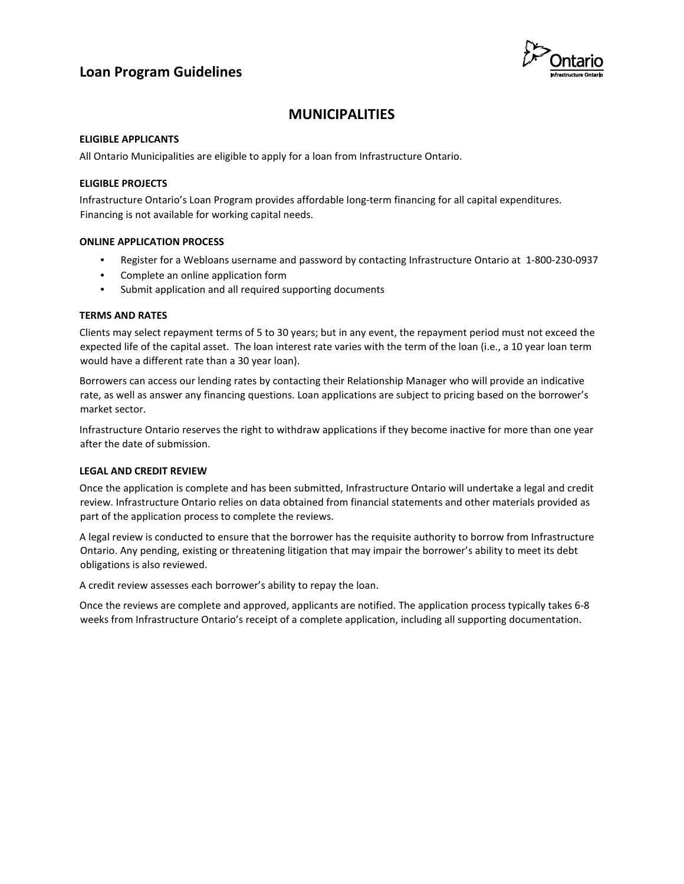# Loan Program Guidelines

## MUNICIPALITIES

**ELIGIBLE APPLICANTS**

All Ontario Municipalities are eligible to apply for a loan from Infrastructure Ontario.

**ELIGIBLE PROJECTS**

Infrastructure Ontario's Loan Program provides affordable long-term financing for all capital expenditures. Financing is not available for working capital needs.

**ONLINE APPLICATION PROCESS**

- Register for a Webloans username and password by contacting Infrastructure Ontario at 1-800-230-0937
- Complete an online application form
- Submit application and all required supporting documents

**TERMS AND RATES**

Clients may select repayment terms of 5 to 30 years; but in any event, the repayment period must not exceed the expected life of the capital asset. The loan interest rate varies with the term of the loan (i.e., a 10 year loan term would have a different rate than a 30 year loan).

Borrowers can access our lending rates by contacting their Relationship Manager who will provide an indicative rate, as well as answer any financing questions. Loan applications are subject to pricing based on the borrower's market sector.

Infrastructure Ontario reserves the right to withdraw applications if they become inactive for more than one year after the date of submission.

**LEGAL AND CREDIT REVIEW**

Once the application is complete and has been submitted, Infrastructure Ontario will undertake a legal and credit review. Infrastructure Ontario relies on data obtained from financial statements and other materials provided as part of the application process to complete the reviews.

A legal review is conducted to ensure that the borrower has the requisite authority to borrow from Infrastructure Ontario. Any pending, existing or threatening litigation that may impair the borrower's ability to meet its debt obligations is also reviewed.

A credit review assesses each borrower's ability to repay the loan.

Once the reviews are complete and approved, applicants are notified. The application process typically takes 6-8 weeks from Infrastructure Ontario's receipt of a complete application, including all supporting documentation.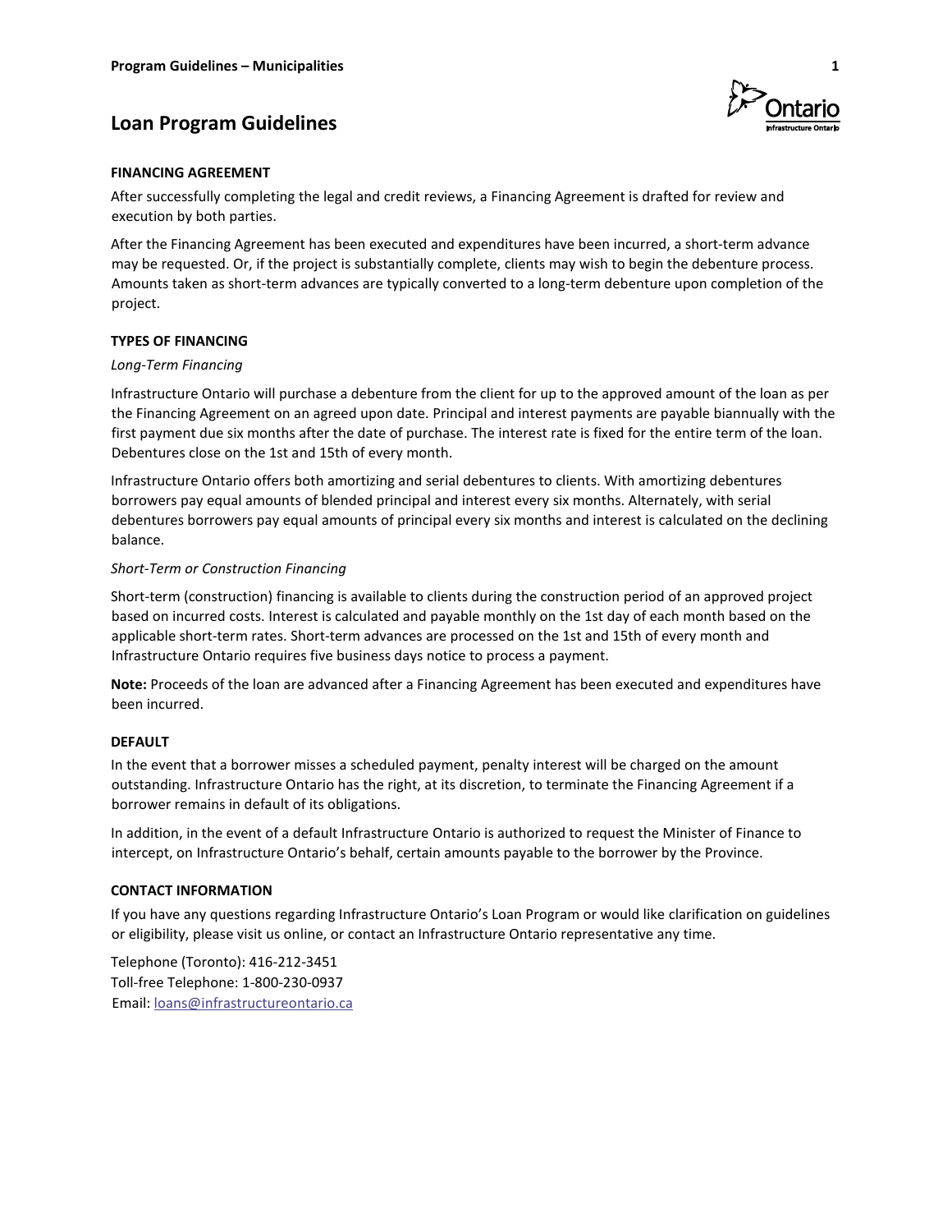# Loan Program Guidelines

## FINANCING AGREEMENT

After successfully completing the legal and credit reviews, a Financing Agreement is drafted for review and execution by both parties.

After the Financing Agreement has been executed and expenditures have been incurred, a short-term advance may be requested. Or, if the project is substantially complete, clients may wish to begin the debenture process. Amounts taken as short-term advances are typically converted to a long-term debenture upon completion of the project.

## TYPES OF FINANCING

### *Long-Term Financing*

Infrastructure Ontario will purchase a debenture from the client for up to the approved amount of the loan as per the Financing Agreement on an agreed upon date. Principal and interest payments are payable biannually with the first payment due six months after the date of purchase. The interest rate is fixed for the entire term of the loan. Debentures close on the 1st and 15th of every month.

Infrastructure Ontario offers both amortizing and serial debentures to clients. With amortizing debentures borrowers pay equal amounts of blended principal and interest every six months. Alternately, with serial debentures borrowers pay equal amounts of principal every six months and interest is calculated on the declining balance.

### *Short-Term or Construction Financing*

Short-term (construction) financing is available to clients during the construction period of an approved project based on incurred costs. Interest is calculated and payable monthly on the 1st day of each month based on the applicable short-term rates. Short-term advances are processed on the 1st and 15th of every month and Infrastructure Ontario requires five business days notice to process a payment.

**Note:** Proceeds of the loan are advanced after a Financing Agreement has been executed and expenditures have been incurred.

## DEFAULT

In the event that a borrower misses a scheduled payment, penalty interest will be charged on the amount outstanding. Infrastructure Ontario has the right, at its discretion, to terminate the Financing Agreement if a borrower remains in default of its obligations.

In addition, in the event of a default Infrastructure Ontario is authorized to request the Minister of Finance to intercept, on Infrastructure Ontario's behalf, certain amounts payable to the borrower by the Province.

## CONTACT INFORMATION

If you have any questions regarding Infrastructure Ontario's Loan Program or would like clarification on guidelines or eligibility, please visit us online, or contact an Infrastructure Ontario representative any time.

Telephone (Toronto): 416-212-3451
Toll-free Telephone: 1-800-230-0937
Email: loans@infrastructureontario.ca